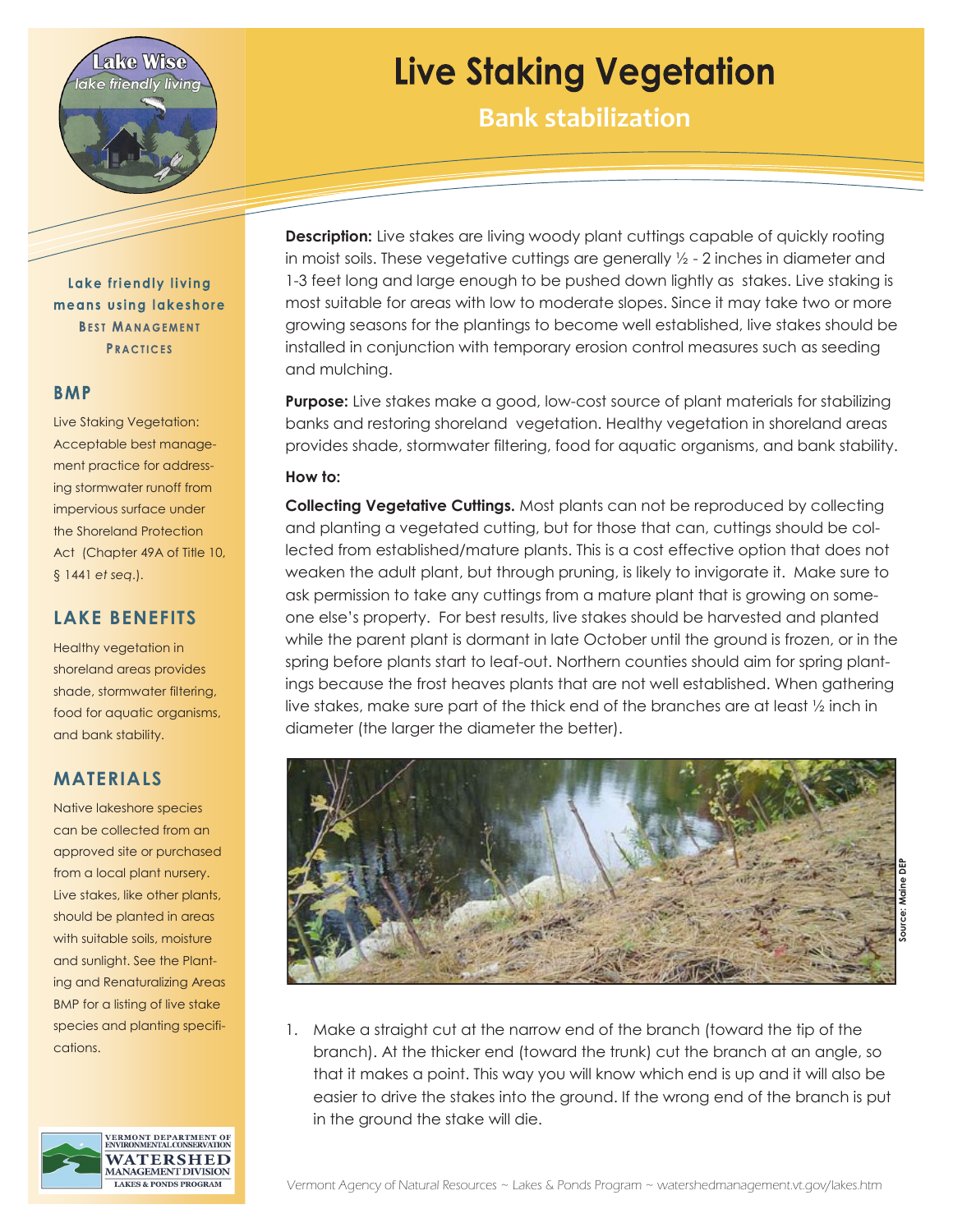# Live Staking Vegetation

## Bank stabilization

**Lake friendly living means using lakeshore Best Management Practices**

### BMP

Live Staking Vegetation: Acceptable best management practice for addressing stormwater runoff from impervious surface under the Shoreland Protection Act (Chapter 49A of Title 10, § 1441 *et seq*.).

### LAKE BENEFITS

Healthy vegetation in shoreland areas provides shade, stormwater filtering, food for aquatic organisms, and bank stability.

### MATERIALS

Native lakeshore species can be collected from an approved site or purchased from a local plant nursery. Live stakes, like other plants, should be planted in areas with suitable soils, moisture and sunlight. See the Planting and Renaturalizing Areas BMP for a listing of live stake species and planting specifications.

**Description:** Live stakes are living woody plant cuttings capable of quickly rooting in moist soils. These vegetative cuttings are generally ½ - 2 inches in diameter and 1-3 feet long and large enough to be pushed down lightly as stakes. Live staking is most suitable for areas with low to moderate slopes. Since it may take two or more growing seasons for the plantings to become well established, live stakes should be installed in conjunction with temporary erosion control measures such as seeding and mulching.

**Purpose:** Live stakes make a good, low-cost source of plant materials for stabilizing banks and restoring shoreland vegetation. Healthy vegetation in shoreland areas provides shade, stormwater filtering, food for aquatic organisms, and bank stability.

**How to:**

**Collecting Vegetative Cuttings.** Most plants can not be reproduced by collecting and planting a vegetated cutting, but for those that can, cuttings should be collected from established/mature plants. This is a cost effective option that does not weaken the adult plant, but through pruning, is likely to invigorate it. Make sure to ask permission to take any cuttings from a mature plant that is growing on someone else's property. For best results, live stakes should be harvested and planted while the parent plant is dormant in late October until the ground is frozen, or in the spring before plants start to leaf-out. Northern counties should aim for spring plantings because the frost heaves plants that are not well established. When gathering live stakes, make sure part of the thick end of the branches are at least ½ inch in diameter (the larger the diameter the better).

Source: Maine DEP

1. Make a straight cut at the narrow end of the branch (toward the tip of the branch). At the thicker end (toward the trunk) cut the branch at an angle, so that it makes a point. This way you will know which end is up and it will also be easier to drive the stakes into the ground. If the wrong end of the branch is put in the ground the stake will die.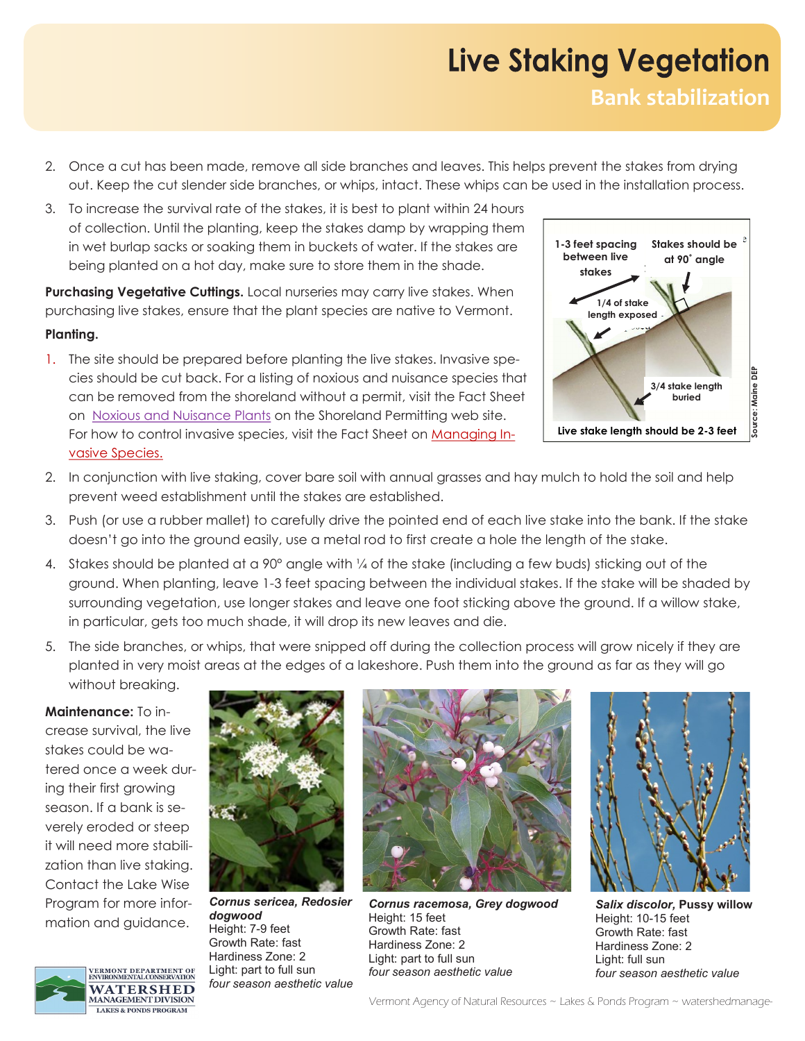# Live Staking Vegetation

## Bank stabilization

2. Once a cut has been made, remove all side branches and leaves. This helps prevent the stakes from drying out. Keep the cut slender side branches, or whips, intact. These whips can be used in the installation process.
3. To increase the survival rate of the stakes, it is best to plant within 24 hours of collection. Until the planting, keep the stakes damp by wrapping them in wet burlap sacks or soaking them in buckets of water. If the stakes are being planted on a hot day, make sure to store them in the shade.

**Purchasing Vegetative Cuttings.** Local nurseries may carry live stakes. When purchasing live stakes, ensure that the plant species are native to Vermont.

1-3 feet spacing between live stakes

Stakes should be at 90° angle

1/4 of stake length exposed

3/4 stake length buried

Live stake length should be 2-3 feet

Source: Maine DEP

**Planting.**

1. The site should be prepared before planting the live stakes. Invasive species should be cut back. For a listing of noxious and nuisance species that can be removed from the shoreland without a permit, visit the Fact Sheet on Noxious and Nuisance Plants on the Shoreland Permitting web site. For how to control invasive species, visit the Fact Sheet on Managing Invasive Species.
2. In conjunction with live staking, cover bare soil with annual grasses and hay mulch to hold the soil and help prevent weed establishment until the stakes are established.
3. Push (or use a rubber mallet) to carefully drive the pointed end of each live stake into the bank. If the stake doesn't go into the ground easily, use a metal rod to first create a hole the length of the stake.
4. Stakes should be planted at a 90° angle with ¼ of the stake (including a few buds) sticking out of the ground. When planting, leave 1-3 feet spacing between the individual stakes. If the stake will be shaded by surrounding vegetation, use longer stakes and leave one foot sticking above the ground. If a willow stake, in particular, gets too much shade, it will drop its new leaves and die.
5. The side branches, or whips, that were snipped off during the collection process will grow nicely if they are planted in very moist areas at the edges of a lakeshore. Push them into the ground as far as they will go without breaking.

**Maintenance:** To increase survival, the live stakes could be watered once a week during their first growing season. If a bank is severely eroded or steep it will need more stabilization than live staking. Contact the Lake Wise Program for more information and guidance.

***Cornus sericea*, Redosier dogwood**
Height: 7-9 feet
Growth Rate: fast
Hardiness Zone: 2
Light: part to full sun
*four season aesthetic value*

***Cornus racemosa*, Grey dogwood**
Height: 15 feet
Growth Rate: fast
Hardiness Zone: 2
Light: part to full sun
*four season aesthetic value*

***Salix discolor*, Pussy willow**
Height: 10-15 feet
Growth Rate: fast
Hardiness Zone: 2
Light: full sun
*four season aesthetic value*

Vermont Department of Environmental Conservation
Watershed Management Division
Lakes & Ponds Program

Vermont Agency of Natural Resources ~ Lakes & Ponds Program ~ watershedmanage-